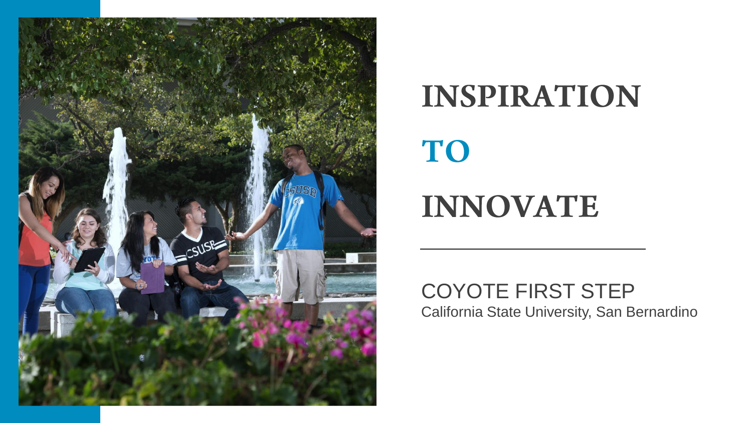# INSPIRATION TO INNOVATE

COYOTE FIRST STEP

California State University, San Bernardino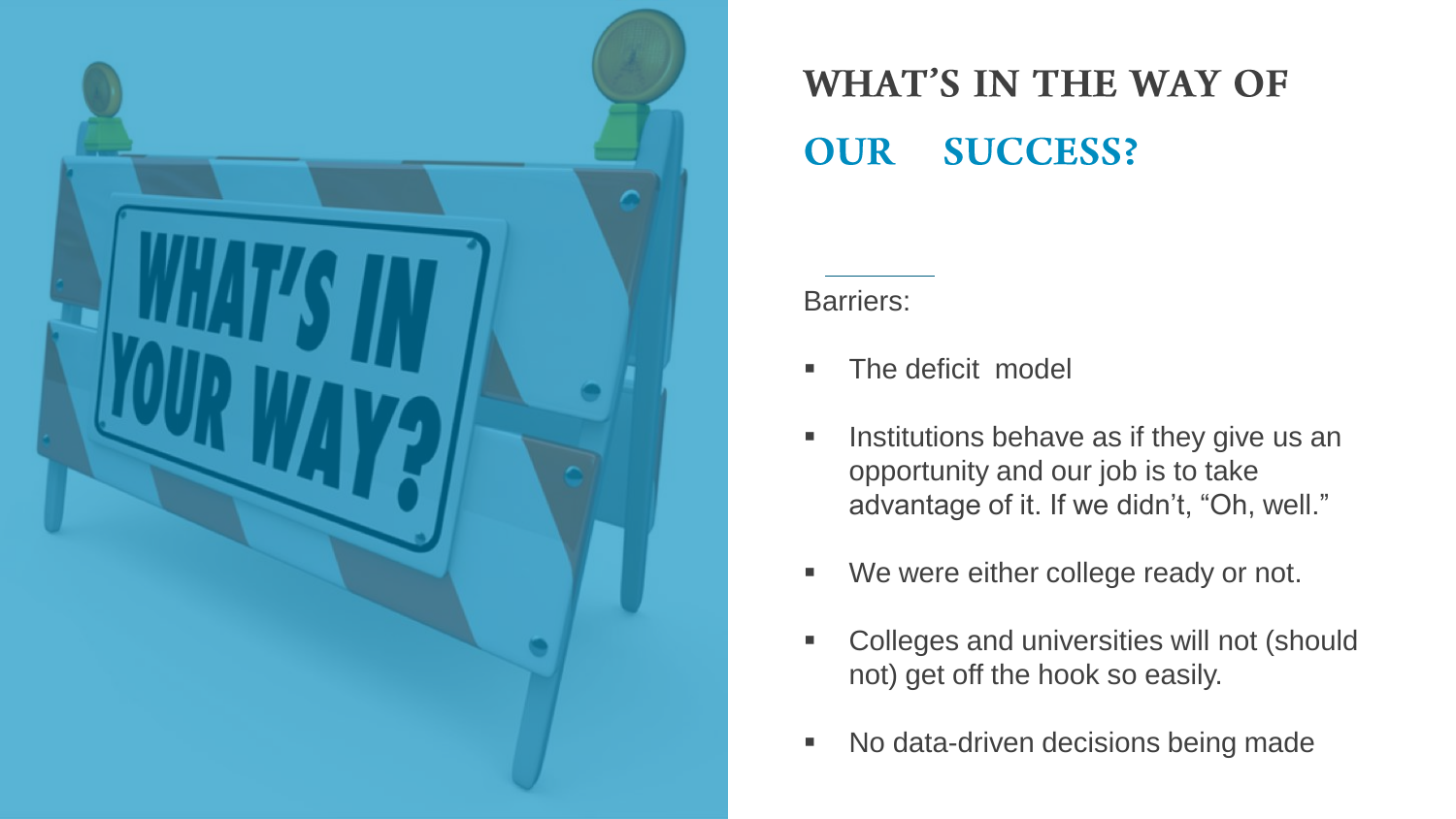# WHAT'S IN THE WAY OF OUR SUCCESS?

Barriers:

- The deficit model
- Institutions behave as if they give us an opportunity and our job is to take advantage of it. If we didn't, "Oh, well."
- We were either college ready or not.
- Colleges and universities will not (should not) get off the hook so easily.
- No data-driven decisions being made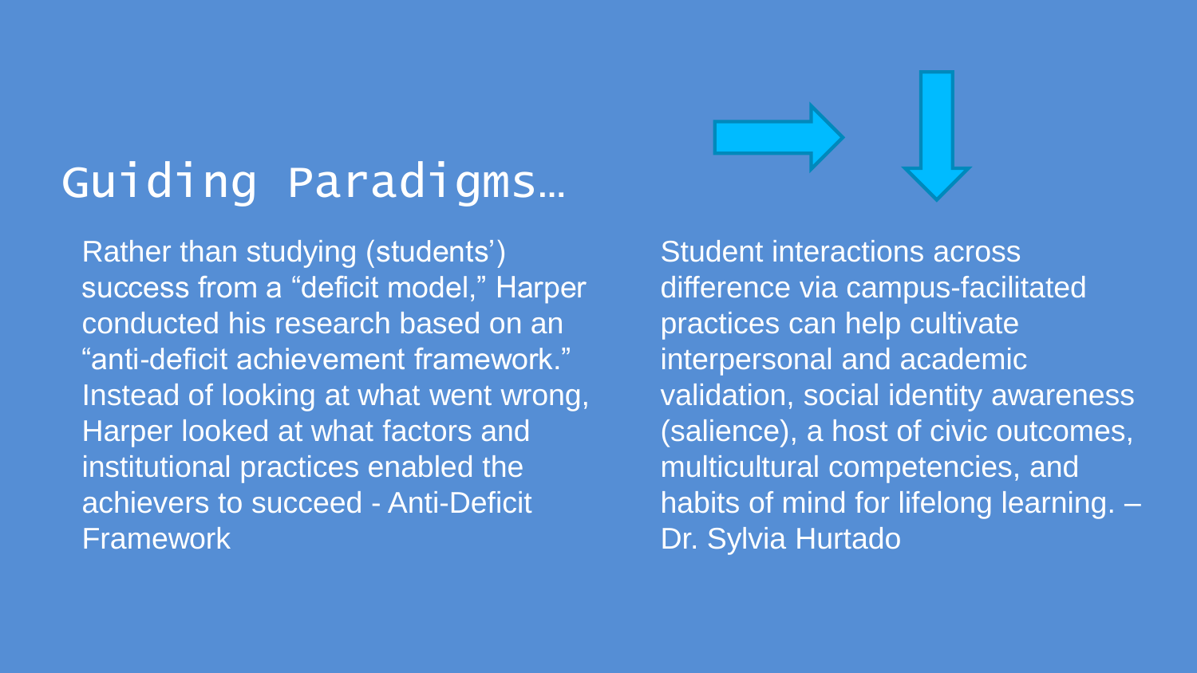# Guiding Paradigms…

Rather than studying (students') success from a "deficit model," Harper conducted his research based on an "anti-deficit achievement framework." Instead of looking at what went wrong, Harper looked at what factors and institutional practices enabled the achievers to succeed - Anti-Deficit Framework

Student interactions across difference via campus-facilitated practices can help cultivate interpersonal and academic validation, social identity awareness (salience), a host of civic outcomes, multicultural competencies, and habits of mind for lifelong learning. – Dr. Sylvia Hurtado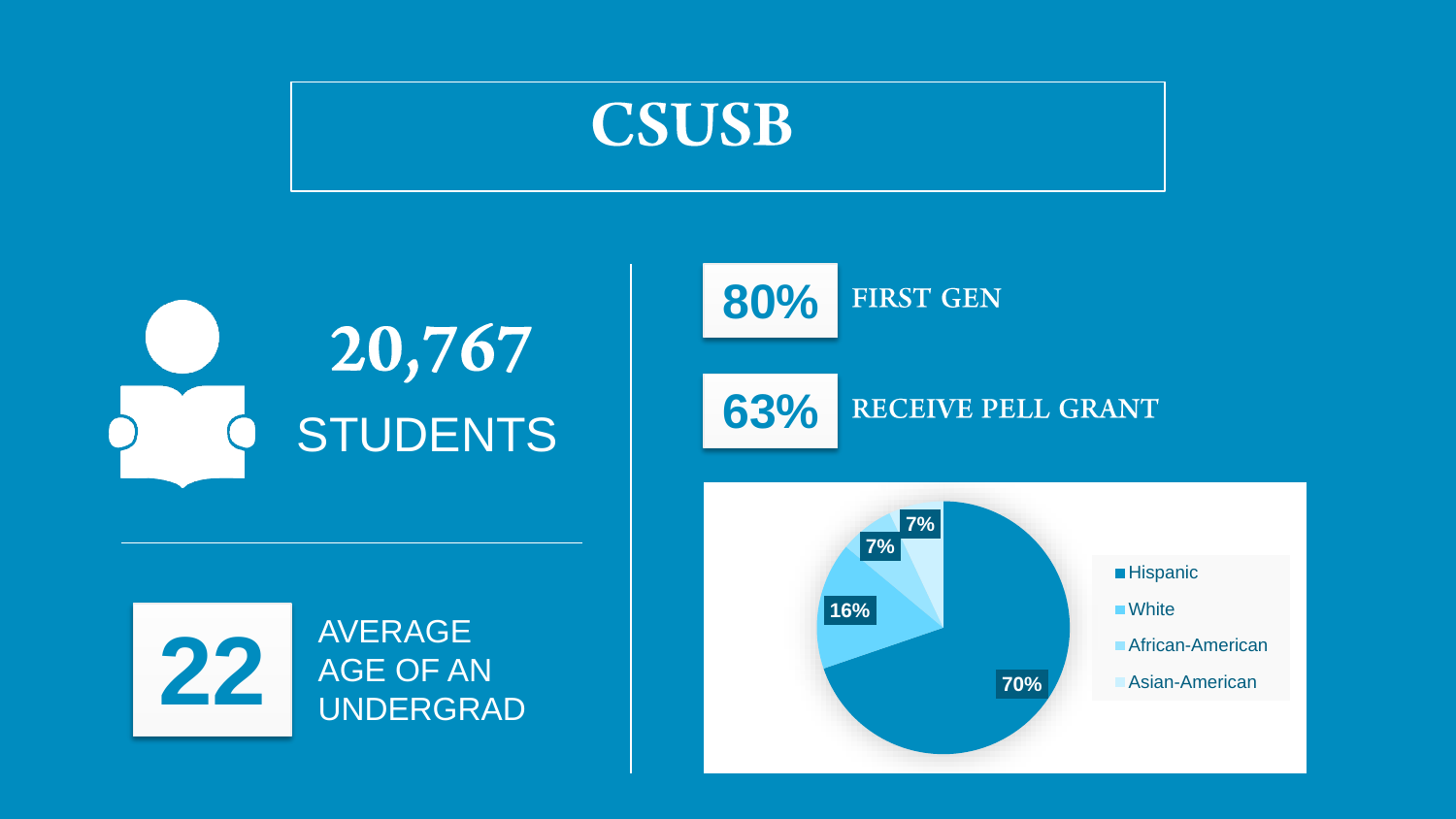# CSUSB

**20,767**
STUDENTS

**22** AVERAGE AGE OF AN UNDERGRAD

**80%** FIRST GEN

**63%** RECEIVE PELL GRANT

| Ethnicity | Percentage |
| --- | --- |
| Hispanic | 70% |
| White | 16% |
| African-American | 7% |
| Asian-American | 7% |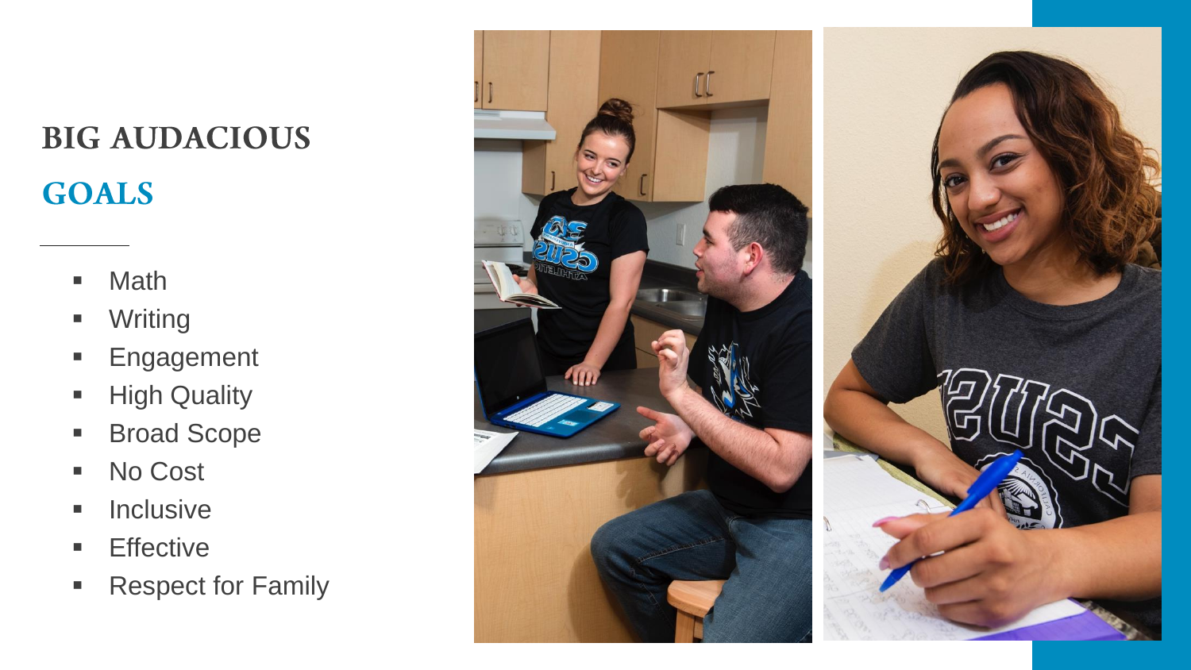# BIG AUDACIOUS GOALS

- Math
- Writing
- Engagement
- High Quality
- Broad Scope
- No Cost
- Inclusive
- Effective
- Respect for Family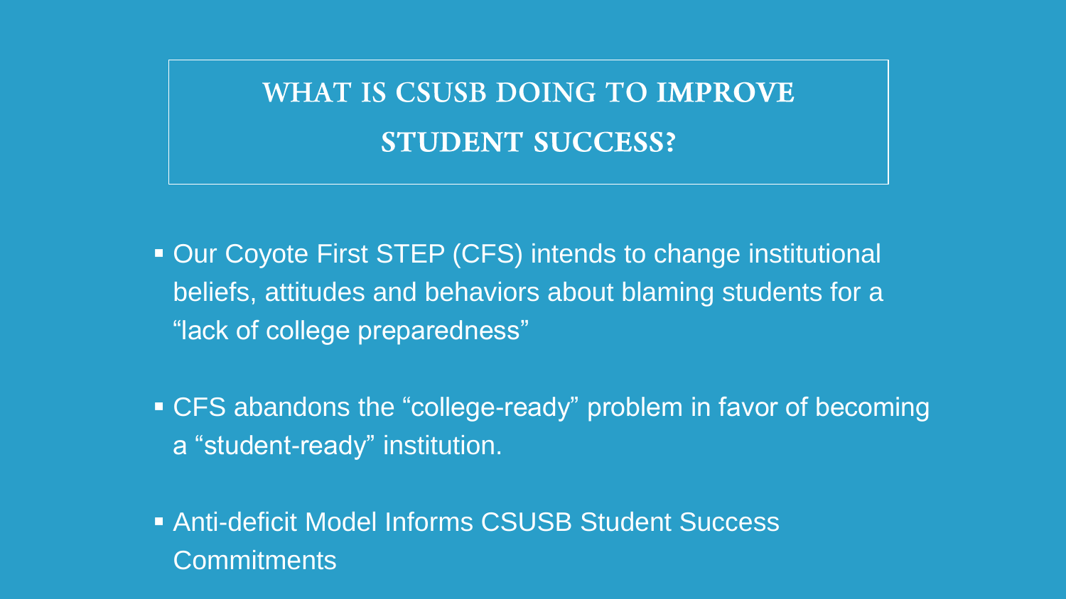# WHAT IS CSUSB DOING TO IMPROVE STUDENT SUCCESS?

- Our Coyote First STEP (CFS) intends to change institutional beliefs, attitudes and behaviors about blaming students for a "lack of college preparedness"
- CFS abandons the "college-ready" problem in favor of becoming a "student-ready" institution.
- Anti-deficit Model Informs CSUSB Student Success Commitments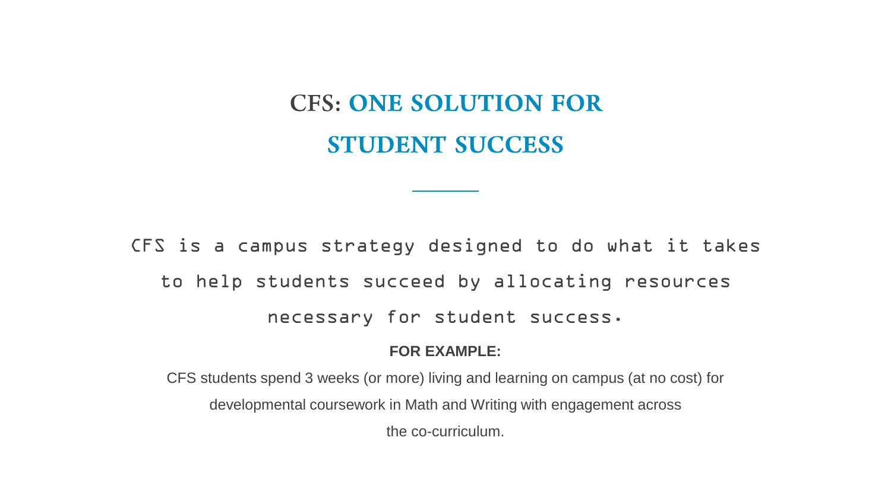# CFS: ONE SOLUTION FOR STUDENT SUCCESS

CFS is a campus strategy designed to do what it takes to help students succeed by allocating resources necessary for student success.

**FOR EXAMPLE:**

CFS students spend 3 weeks (or more) living and learning on campus (at no cost) for developmental coursework in Math and Writing with engagement across the co-curriculum.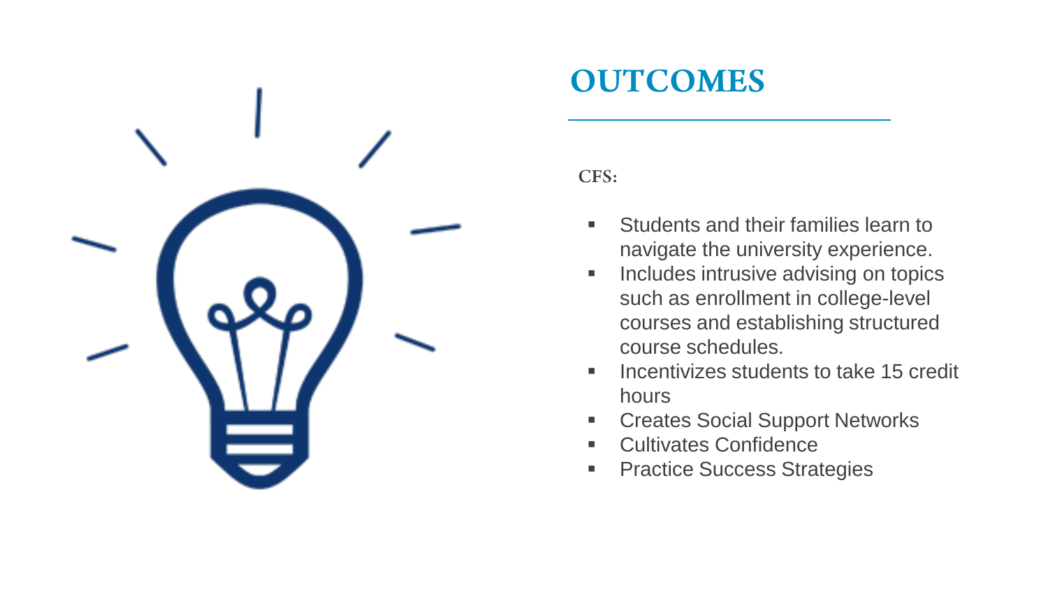# OUTCOMES

**CFS:**

- Students and their families learn to navigate the university experience.
- Includes intrusive advising on topics such as enrollment in college-level courses and establishing structured course schedules.
- Incentivizes students to take 15 credit hours
- Creates Social Support Networks
- Cultivates Confidence
- Practice Success Strategies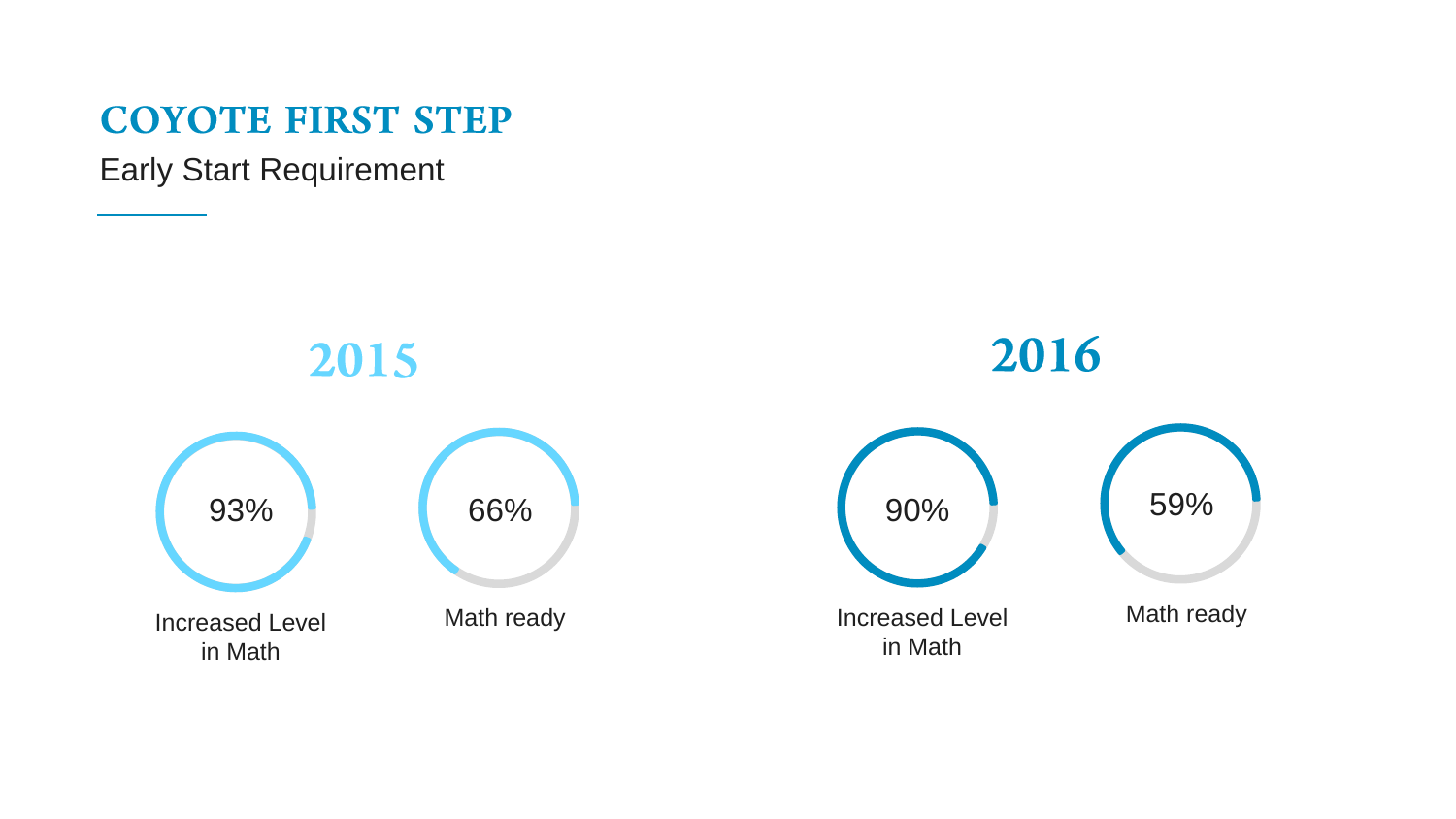# COYOTE FIRST STEP

Early Start Requirement

## 2015

93%

Increased Level in Math

66%

Math ready

## 2016

90%

Increased Level in Math

59%

Math ready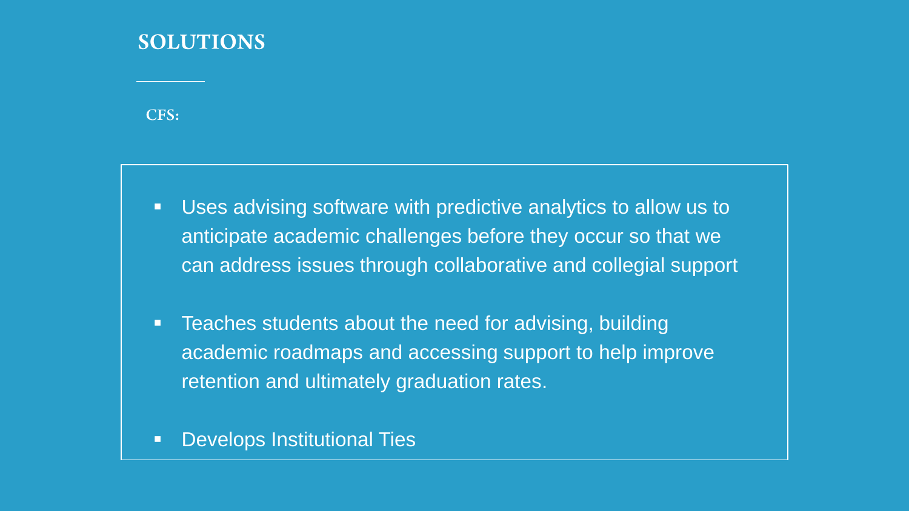# SOLUTIONS

**CFS:**

- Uses advising software with predictive analytics to allow us to anticipate academic challenges before they occur so that we can address issues through collaborative and collegial support
- Teaches students about the need for advising, building academic roadmaps and accessing support to help improve retention and ultimately graduation rates.
- Develops Institutional Ties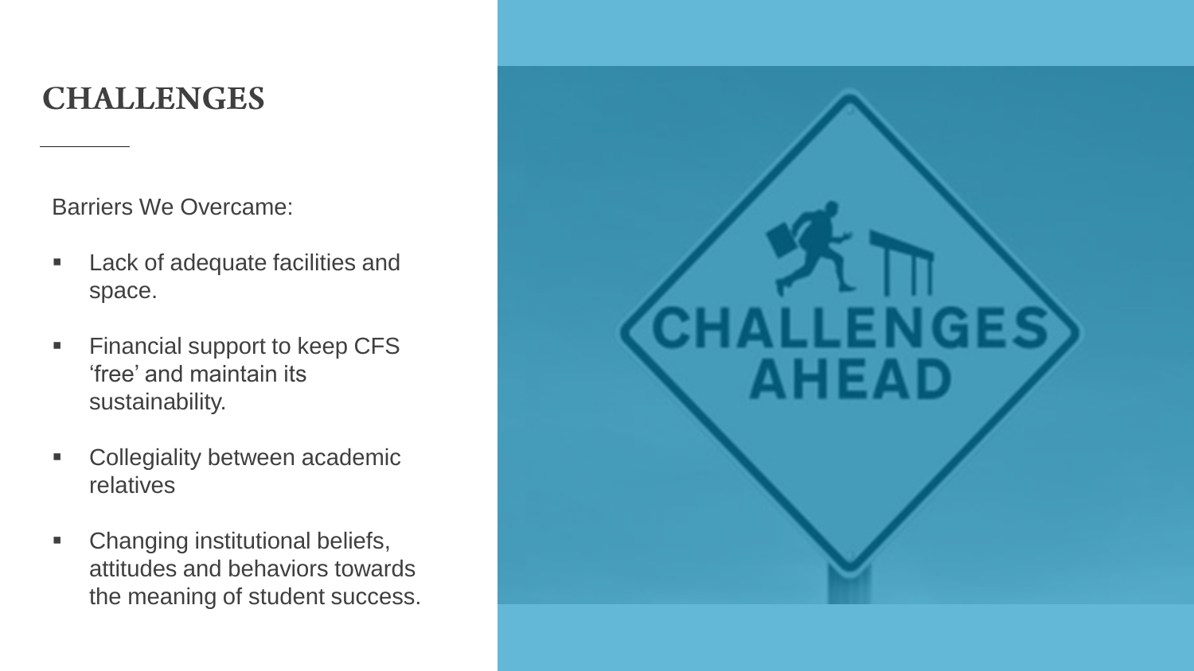# CHALLENGES

Barriers We Overcame:

- Lack of adequate facilities and space.
- Financial support to keep CFS 'free' and maintain its sustainability.
- Collegiality between academic relatives
- Changing institutional beliefs, attitudes and behaviors towards the meaning of student success.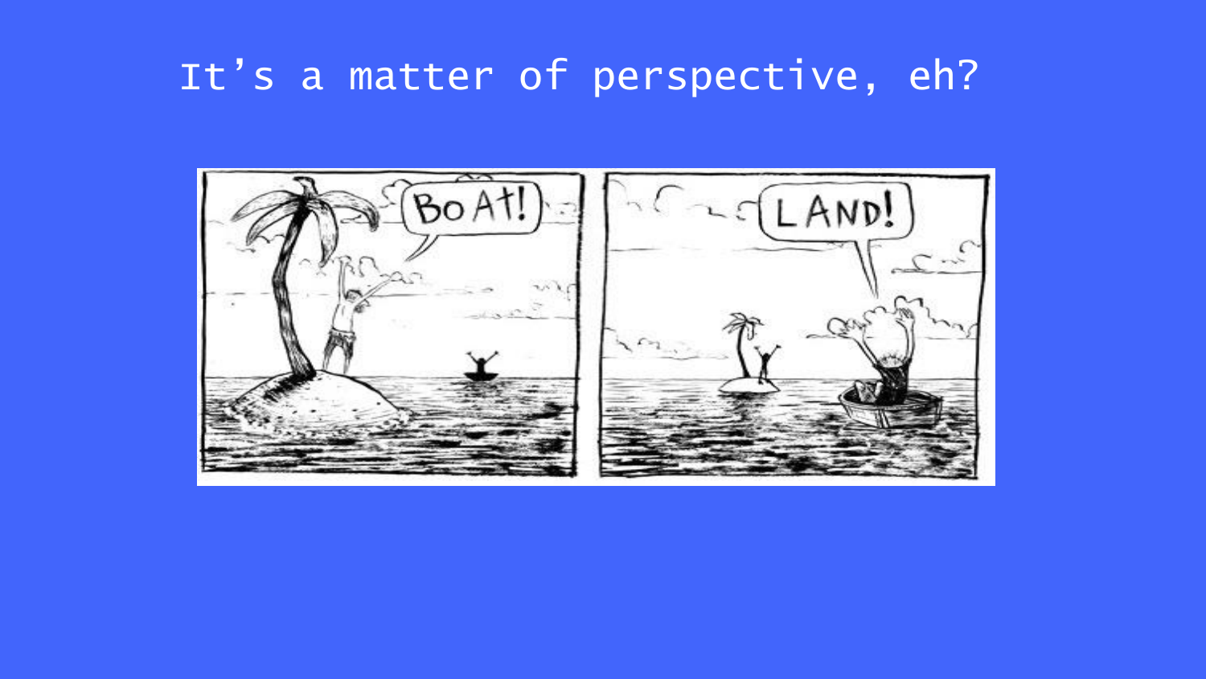# It's a matter of perspective, eh?